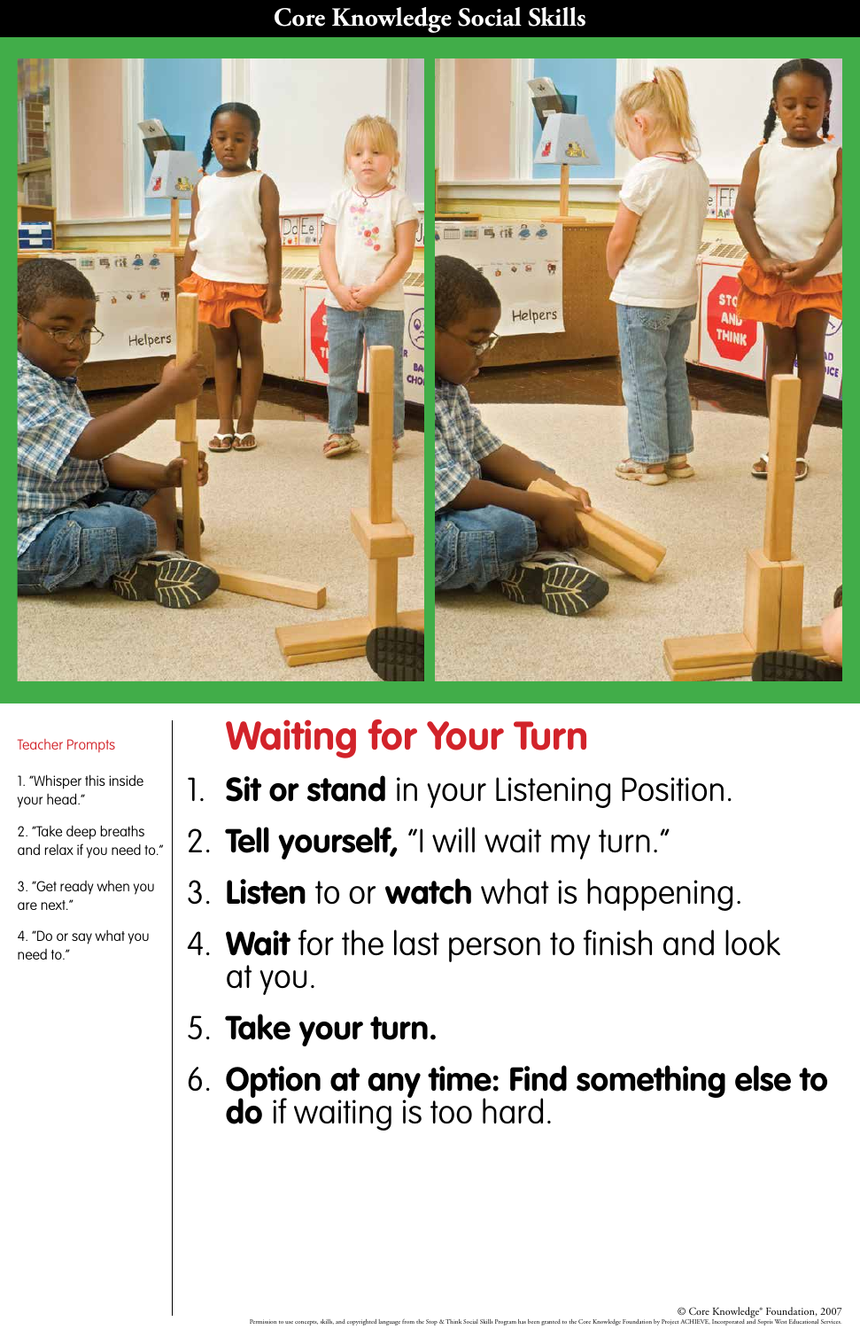# Core Knowledge Social Skills

Teacher Prompts

1. "Whisper this inside your head."
2. "Take deep breaths and relax if you need to."
3. "Get ready when you are next."
4. "Do or say what you need to."

## Waiting for Your Turn

1. **Sit or stand** in your Listening Position.
2. **Tell yourself,** "I will wait my turn."
3. **Listen** to or **watch** what is happening.
4. **Wait** for the last person to finish and look at you.
5. **Take your turn.**
6. **Option at any time: Find something else to do** if waiting is too hard.

© Core Knowledge® Foundation, 2007

Permission to use concepts, skills, and copyrighted language from the Stop & Think Social Skills Program has been granted to the Core Knowledge Foundation by Project ACHIEVE, Incorporated and Sopris West Educational Services.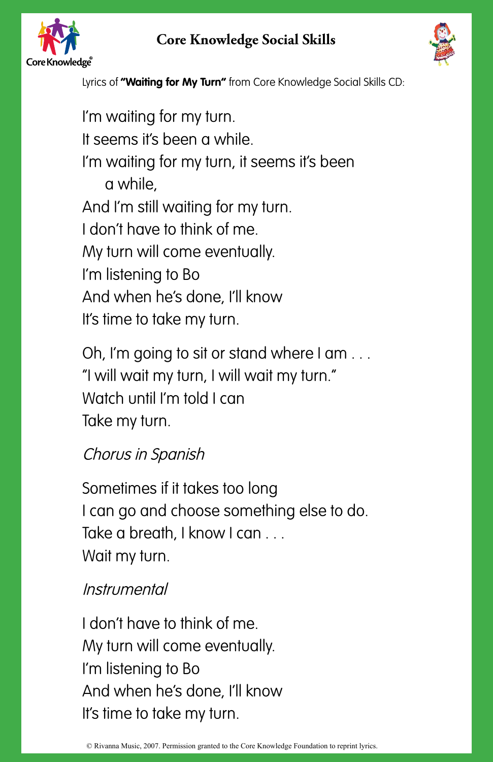# Core Knowledge Social Skills

Lyrics of **"Waiting for My Turn"** from Core Knowledge Social Skills CD:

I'm waiting for my turn.
It seems it's been a while.
I'm waiting for my turn, it seems it's been a while,
And I'm still waiting for my turn.
I don't have to think of me.
My turn will come eventually.
I'm listening to Bo
And when he's done, I'll know
It's time to take my turn.

Oh, I'm going to sit or stand where I am . . .
"I will wait my turn, I will wait my turn."
Watch until I'm told I can
Take my turn.

*Chorus in Spanish*

Sometimes if it takes too long
I can go and choose something else to do.
Take a breath, I know I can . . .
Wait my turn.

*Instrumental*

I don't have to think of me.
My turn will come eventually.
I'm listening to Bo
And when he's done, I'll know
It's time to take my turn.

© Rivanna Music, 2007. Permission granted to the Core Knowledge Foundation to reprint lyrics.